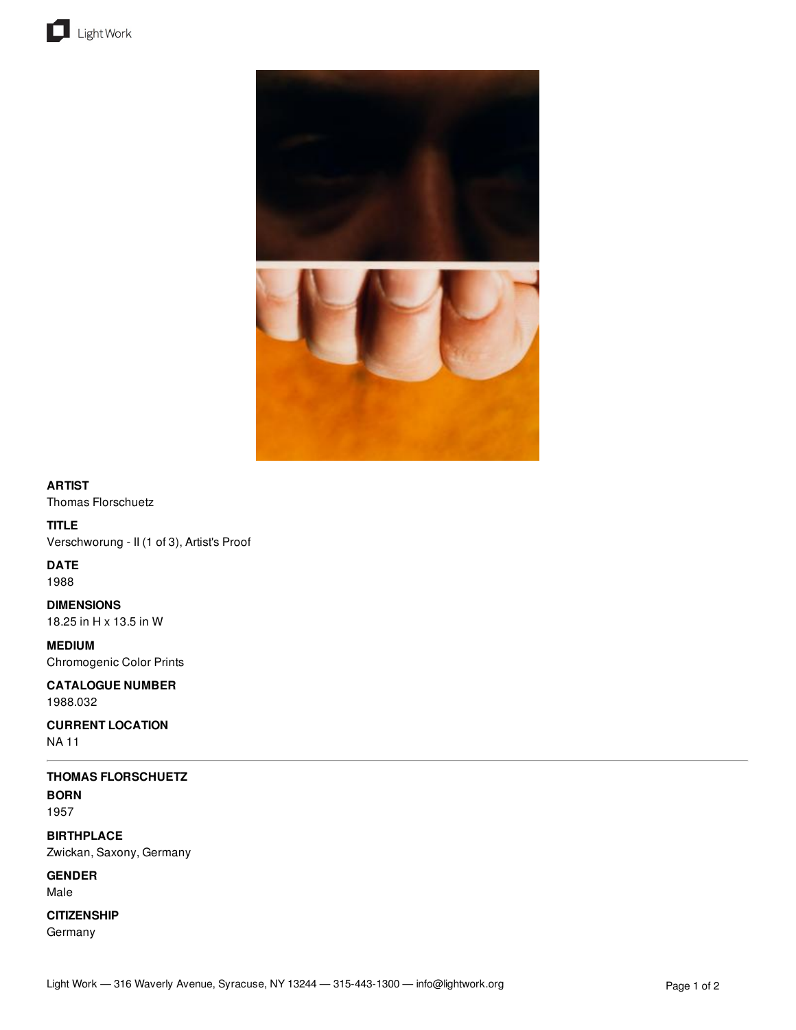**ARTIST**
Thomas Florschuetz

**TITLE**
Verschworung - II (1 of 3), Artist's Proof

**DATE**
1988

**DIMENSIONS**
18.25 in H x 13.5 in W

**MEDIUM**
Chromogenic Color Prints

**CATALOGUE NUMBER**
1988.032

**CURRENT LOCATION**
NA 11

---

**THOMAS FLORSCHUETZ**

**BORN**
1957

**BIRTHPLACE**
Zwickan, Saxony, Germany

**GENDER**
Male

**CITIZENSHIP**
Germany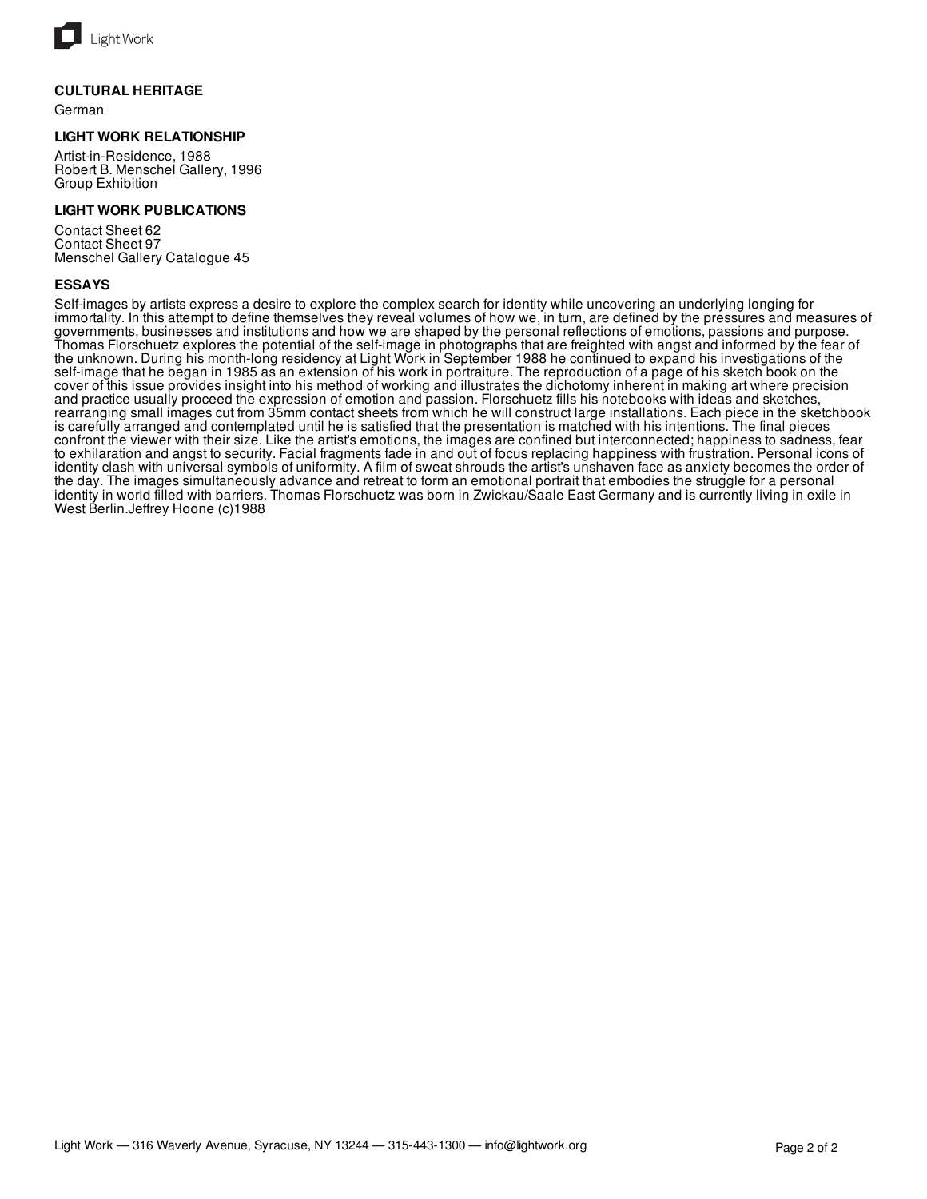## CULTURAL HERITAGE

German

## LIGHT WORK RELATIONSHIP

Artist-in-Residence, 1988
Robert B. Menschel Gallery, 1996
Group Exhibition

## LIGHT WORK PUBLICATIONS

Contact Sheet 62
Contact Sheet 97
Menschel Gallery Catalogue 45

## ESSAYS

Self-images by artists express a desire to explore the complex search for identity while uncovering an underlying longing for immortality. In this attempt to define themselves they reveal volumes of how we, in turn, are defined by the pressures and measures of governments, businesses and institutions and how we are shaped by the personal reflections of emotions, passions and purpose. Thomas Florschuetz explores the potential of the self-image in photographs that are freighted with angst and informed by the fear of the unknown. During his month-long residency at Light Work in September 1988 he continued to expand his investigations of the self-image that he began in 1985 as an extension of his work in portraiture. The reproduction of a page of his sketch book on the cover of this issue provides insight into his method of working and illustrates the dichotomy inherent in making art where precision and practice usually proceed the expression of emotion and passion. Florschuetz fills his notebooks with ideas and sketches, rearranging small images cut from 35mm contact sheets from which he will construct large installations. Each piece in the sketchbook is carefully arranged and contemplated until he is satisfied that the presentation is matched with his intentions. The final pieces confront the viewer with their size. Like the artist's emotions, the images are confined but interconnected; happiness to sadness, fear to exhilaration and angst to security. Facial fragments fade in and out of focus replacing happiness with frustration. Personal icons of identity clash with universal symbols of uniformity. A film of sweat shrouds the artist's unshaven face as anxiety becomes the order of the day. The images simultaneously advance and retreat to form an emotional portrait that embodies the struggle for a personal identity in world filled with barriers. Thomas Florschuetz was born in Zwickau/Saale East Germany and is currently living in exile in West Berlin.Jeffrey Hoone (c)1988